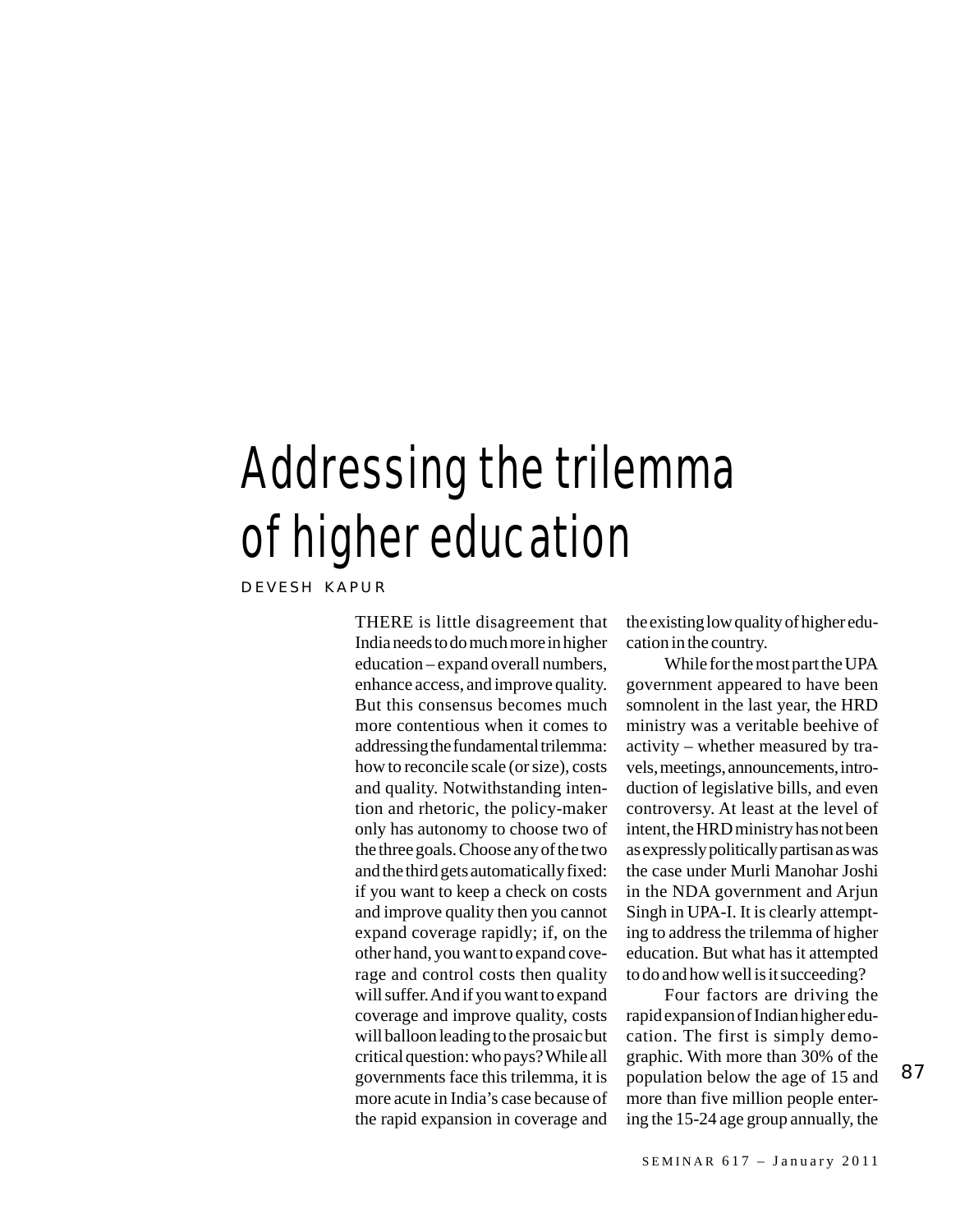# Addressing the trilemma of higher education

DEVESH KAPUR

THERE is little disagreement that India needs to do much more in higher education – expand overall numbers, enhance access, and improve quality. But this consensus becomes much more contentious when it comes to addressing the fundamental trilemma: how to reconcile scale (or size), costs and quality. Notwithstanding intention and rhetoric, the policy-maker only has autonomy to choose two of the three goals. Choose any of the two and the third gets automatically fixed: if you want to keep a check on costs and improve quality then you cannot expand coverage rapidly; if, on the other hand, you want to expand coverage and control costs then quality will suffer. And if you want to expand coverage and improve quality, costs will balloon leading to the prosaic but critical question: who pays? While all governments face this trilemma, it is more acute in India's case because of the rapid expansion in coverage and the existing low quality of higher education in the country.

While for the most part the UPA government appeared to have been somnolent in the last year, the HRD ministry was a veritable beehive of activity – whether measured by travels, meetings, announcements, introduction of legislative bills, and even controversy. At least at the level of intent, the HRD ministry has not been as expressly politically partisan as was the case under Murli Manohar Joshi in the NDA government and Arjun Singh in UPA-I. It is clearly attempting to address the trilemma of higher education. But what has it attempted to do and how well is it succeeding?

Four factors are driving the rapid expansion of Indian higher education. The first is simply demographic. With more than 30% of the population below the age of 15 and more than five million people entering the 15-24 age group annually, the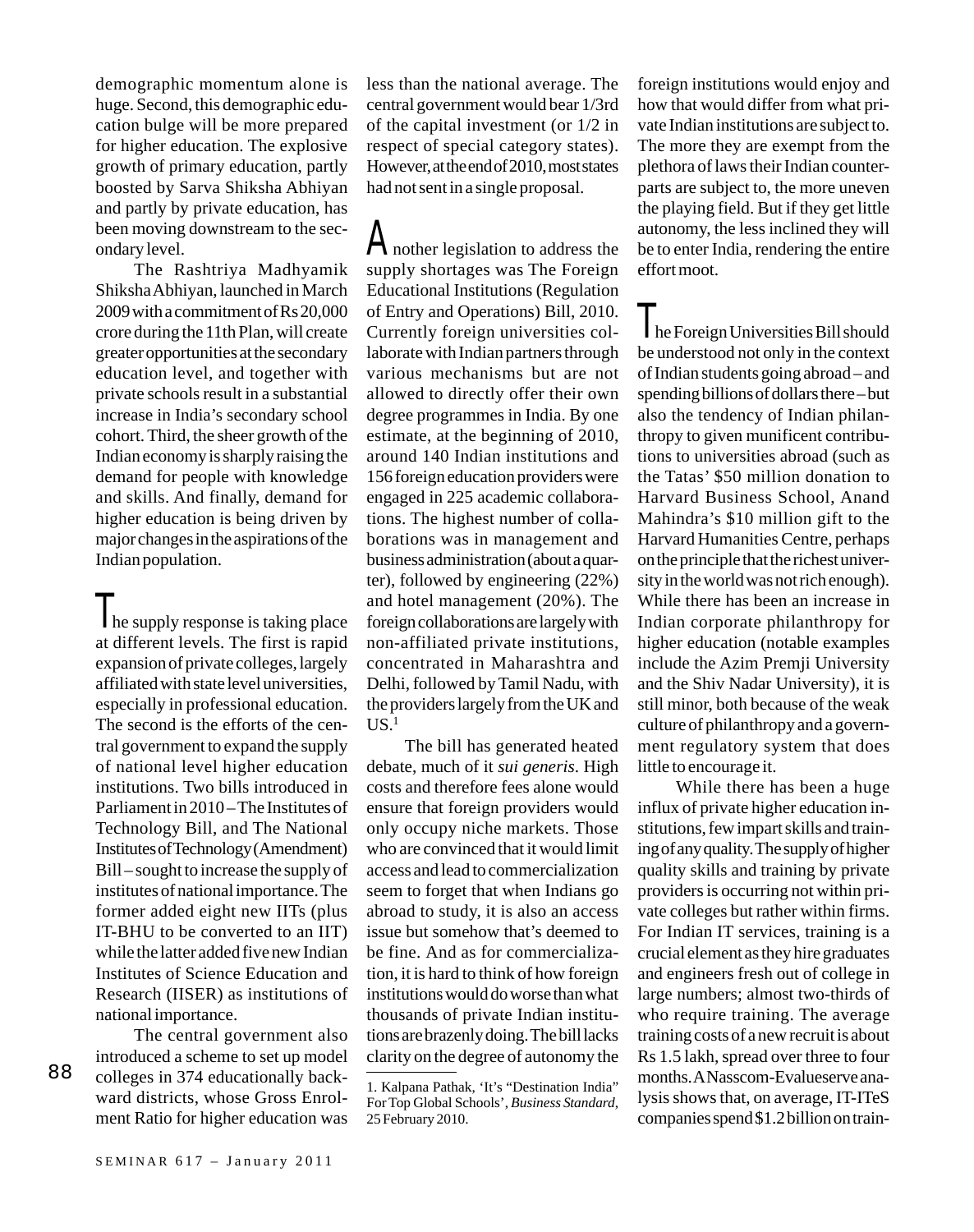demographic momentum alone is huge. Second, this demographic education bulge will be more prepared for higher education. The explosive growth of primary education, partly boosted by Sarva Shiksha Abhiyan and partly by private education, has been moving downstream to the secondary level.

The Rashtriya Madhyamik Shiksha Abhiyan, launched in March 2009 with a commitment of Rs 20,000 crore during the 11th Plan, will create greater opportunities at the secondary education level, and together with private schools result in a substantial increase in India's secondary school cohort. Third, the sheer growth of the Indian economy is sharply raising the demand for people with knowledge and skills. And finally, demand for higher education is being driven by major changes in the aspirations of the Indian population.

The supply response is taking place at different levels. The first is rapid expansion of private colleges, largely affiliated with state level universities, especially in professional education. The second is the efforts of the central government to expand the supply of national level higher education institutions. Two bills introduced in Parliament in 2010 – The Institutes of Technology Bill, and The National Institutes of Technology (Amendment) Bill – sought to increase the supply of institutes of national importance. The former added eight new IITs (plus IT-BHU to be converted to an IIT) while the latter added five new Indian Institutes of Science Education and Research (IISER) as institutions of national importance.

The central government also introduced a scheme to set up model colleges in 374 educationally backward districts, whose Gross Enrolment Ratio for higher education was less than the national average. The central government would bear 1/3rd of the capital investment (or 1/2 in respect of special category states). However, at the end of 2010, most states had not sent in a single proposal.

Another legislation to address the supply shortages was The Foreign Educational Institutions (Regulation of Entry and Operations) Bill, 2010. Currently foreign universities collaborate with Indian partners through various mechanisms but are not allowed to directly offer their own degree programmes in India. By one estimate, at the beginning of 2010, around 140 Indian institutions and 156 foreign education providers were engaged in 225 academic collaborations. The highest number of collaborations was in management and business administration (about a quarter), followed by engineering (22%) and hotel management (20%). The foreign collaborations are largely with non-affiliated private institutions, concentrated in Maharashtra and Delhi, followed by Tamil Nadu, with the providers largely from the UK and US.[1]

The bill has generated heated debate, much of it *sui generis*. High costs and therefore fees alone would ensure that foreign providers would only occupy niche markets. Those who are convinced that it would limit access and lead to commercialization seem to forget that when Indians go abroad to study, it is also an access issue but somehow that's deemed to be fine. And as for commercialization, it is hard to think of how foreign institutions would do worse than what thousands of private Indian institutions are brazenly doing. The bill lacks clarity on the degree of autonomy the foreign institutions would enjoy and how that would differ from what private Indian institutions are subject to. The more they are exempt from the plethora of laws their Indian counterparts are subject to, the more uneven the playing field. But if they get little autonomy, the less inclined they will be to enter India, rendering the entire effort moot.

The Foreign Universities Bill should be understood not only in the context of Indian students going abroad – and spending billions of dollars there – but also the tendency of Indian philanthropy to given munificent contributions to universities abroad (such as the Tatas' $50 million donation to Harvard Business School, Anand Mahindra's $10 million gift to the Harvard Humanities Centre, perhaps on the principle that the richest university in the world was not rich enough). While there has been an increase in Indian corporate philanthropy for higher education (notable examples include the Azim Premji University and the Shiv Nadar University), it is still minor, both because of the weak culture of philanthropy and a government regulatory system that does little to encourage it.

While there has been a huge influx of private higher education institutions, few impart skills and training of any quality. The supply of higher quality skills and training by private providers is occurring not within private colleges but rather within firms. For Indian IT services, training is a crucial element as they hire graduates and engineers fresh out of college in large numbers; almost two-thirds of who require training. The average training costs of a new recruit is about Rs 1.5 lakh, spread over three to four months. A Nasscom-Evalueserve analysis shows that, on average, IT-ITeS companies spend $1.2 billion on train-

---

1. Kalpana Pathak, 'It's "Destination India" For Top Global Schools', *Business Standard*, 25 February 2010.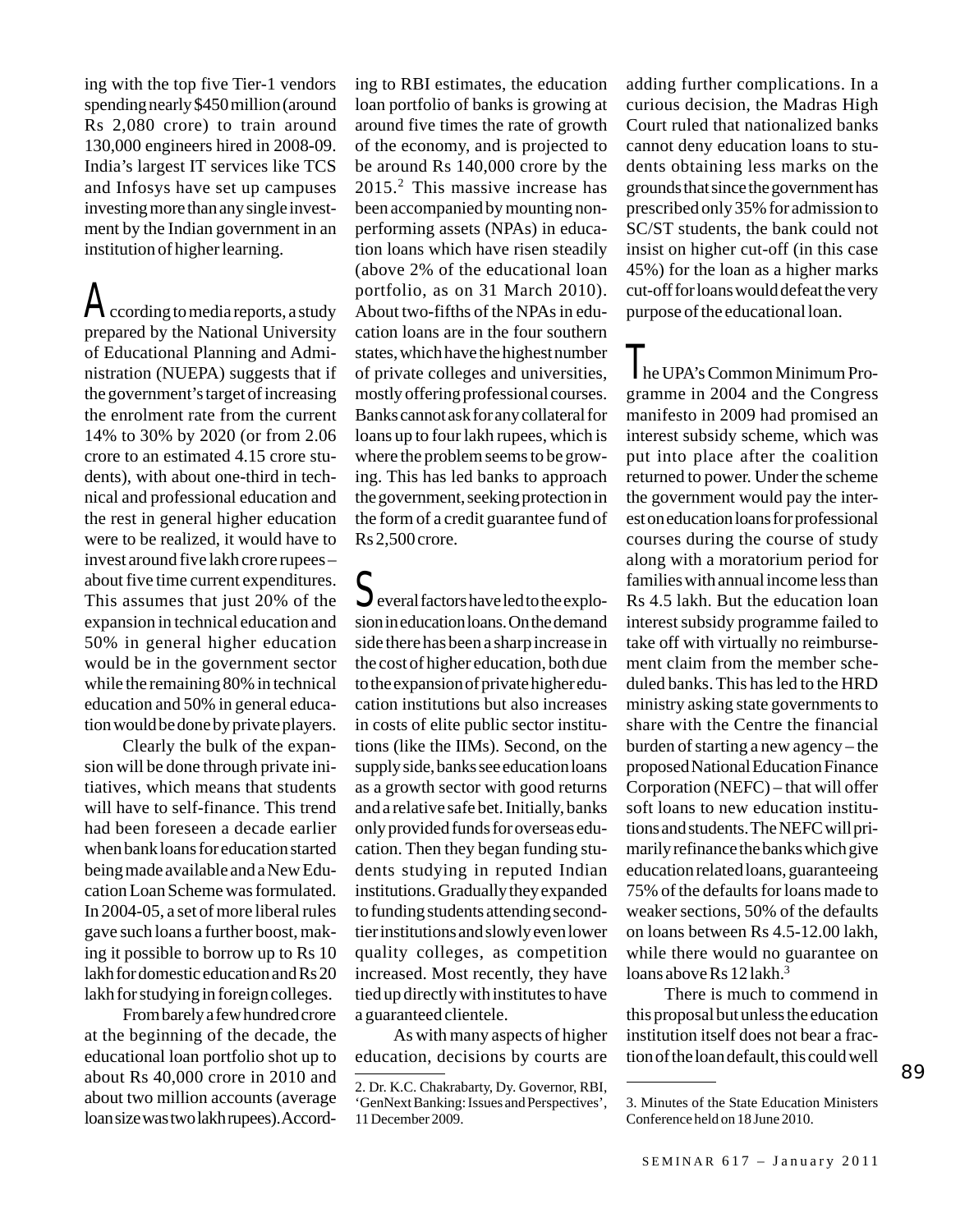ing with the top five Tier-1 vendors spending nearly $450 million (around Rs 2,080 crore) to train around 130,000 engineers hired in 2008-09. India's largest IT services like TCS and Infosys have set up campuses investing more than any single investment by the Indian government in an institution of higher learning.

According to media reports, a study prepared by the National University of Educational Planning and Administration (NUEPA) suggests that if the government's target of increasing the enrolment rate from the current 14% to 30% by 2020 (or from 2.06 crore to an estimated 4.15 crore students), with about one-third in technical and professional education and the rest in general higher education were to be realized, it would have to invest around five lakh crore rupees – about five time current expenditures. This assumes that just 20% of the expansion in technical education and 50% in general higher education would be in the government sector while the remaining 80% in technical education and 50% in general education would be done by private players.

Clearly the bulk of the expansion will be done through private initiatives, which means that students will have to self-finance. This trend had been foreseen a decade earlier when bank loans for education started being made available and a New Education Loan Scheme was formulated. In 2004-05, a set of more liberal rules gave such loans a further boost, making it possible to borrow up to Rs 10 lakh for domestic education and Rs 20 lakh for studying in foreign colleges.

From barely a few hundred crore at the beginning of the decade, the educational loan portfolio shot up to about Rs 40,000 crore in 2010 and about two million accounts (average loan size was two lakh rupees). According to RBI estimates, the education loan portfolio of banks is growing at around five times the rate of growth of the economy, and is projected to be around Rs 140,000 crore by the 2015.[2] This massive increase has been accompanied by mounting non-performing assets (NPAs) in education loans which have risen steadily (above 2% of the educational loan portfolio, as on 31 March 2010). About two-fifths of the NPAs in education loans are in the four southern states, which have the highest number of private colleges and universities, mostly offering professional courses. Banks cannot ask for any collateral for loans up to four lakh rupees, which is where the problem seems to be growing. This has led banks to approach the government, seeking protection in the form of a credit guarantee fund of Rs 2,500 crore.

Several factors have led to the explosion in education loans. On the demand side there has been a sharp increase in the cost of higher education, both due to the expansion of private higher education institutions but also increases in costs of elite public sector institutions (like the IIMs). Second, on the supply side, banks see education loans as a growth sector with good returns and a relative safe bet. Initially, banks only provided funds for overseas education. Then they began funding students studying in reputed Indian institutions. Gradually they expanded to funding students attending second-tier institutions and slowly even lower quality colleges, as competition increased. Most recently, they have tied up directly with institutes to have a guaranteed clientele.

As with many aspects of higher education, decisions by courts are adding further complications. In a curious decision, the Madras High Court ruled that nationalized banks cannot deny education loans to students obtaining less marks on the grounds that since the government has prescribed only 35% for admission to SC/ST students, the bank could not insist on higher cut-off (in this case 45%) for the loan as a higher marks cut-off for loans would defeat the very purpose of the educational loan.

The UPA's Common Minimum Programme in 2004 and the Congress manifesto in 2009 had promised an interest subsidy scheme, which was put into place after the coalition returned to power. Under the scheme the government would pay the interest on education loans for professional courses during the course of study along with a moratorium period for families with annual income less than Rs 4.5 lakh. But the education loan interest subsidy programme failed to take off with virtually no reimbursement claim from the member scheduled banks. This has led to the HRD ministry asking state governments to share with the Centre the financial burden of starting a new agency – the proposed National Education Finance Corporation (NEFC) – that will offer soft loans to new education institutions and students. The NEFC will primarily refinance the banks which give education related loans, guaranteeing 75% of the defaults for loans made to weaker sections, 50% of the defaults on loans between Rs 4.5-12.00 lakh, while there would no guarantee on loans above Rs 12 lakh.[3]

There is much to commend in this proposal but unless the education institution itself does not bear a fraction of the loan default, this could well

---

2. Dr. K.C. Chakrabarty, Dy. Governor, RBI, 'GenNext Banking: Issues and Perspectives', 11 December 2009.

3. Minutes of the State Education Ministers Conference held on 18 June 2010.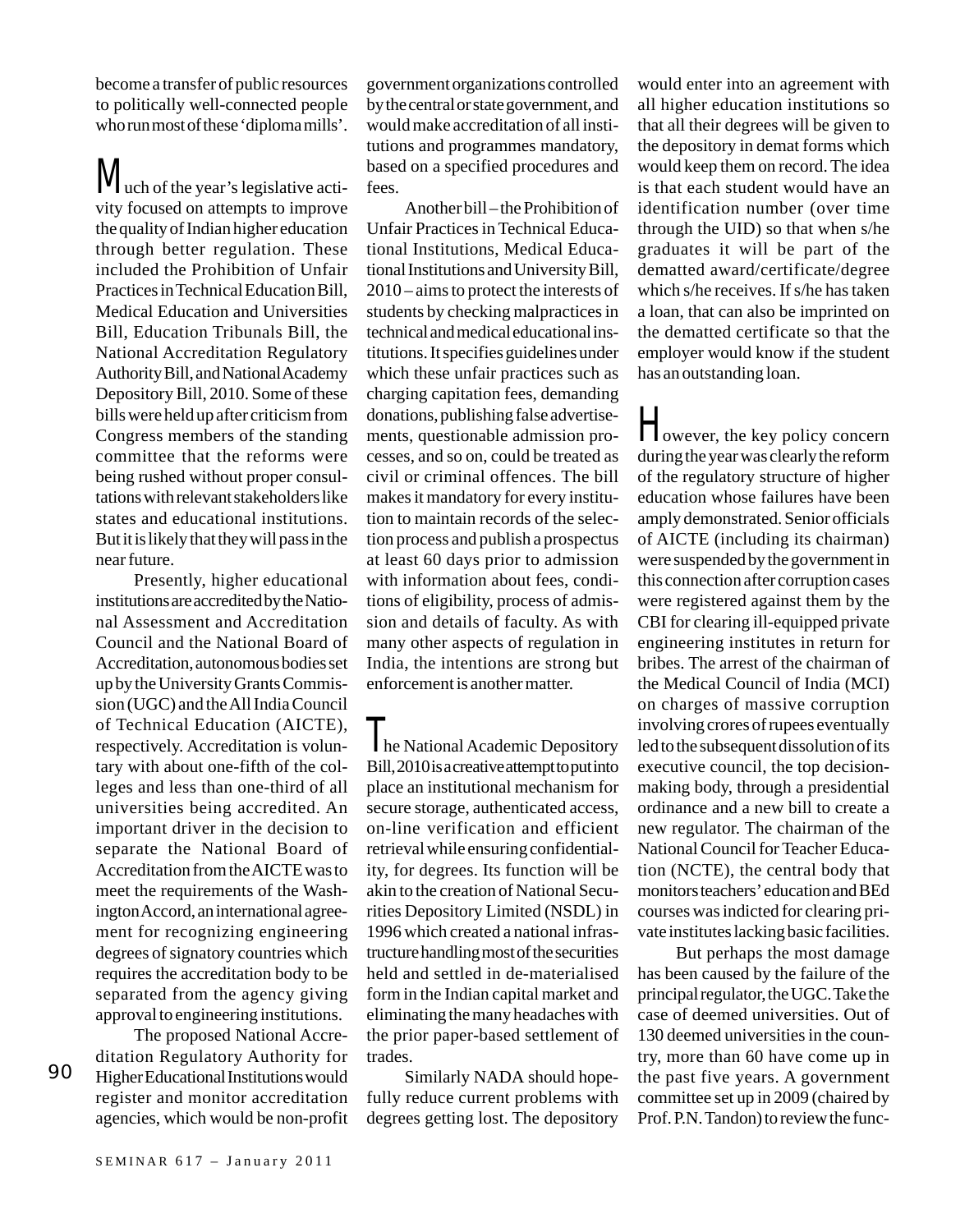become a transfer of public resources to politically well-connected people who run most of these 'diploma mills'.

Much of the year's legislative activity focused on attempts to improve the quality of Indian higher education through better regulation. These included the Prohibition of Unfair Practices in Technical Education Bill, Medical Education and Universities Bill, Education Tribunals Bill, the National Accreditation Regulatory Authority Bill, and National Academy Depository Bill, 2010. Some of these bills were held up after criticism from Congress members of the standing committee that the reforms were being rushed without proper consultations with relevant stakeholders like states and educational institutions. But it is likely that they will pass in the near future.

Presently, higher educational institutions are accredited by the National Assessment and Accreditation Council and the National Board of Accreditation, autonomous bodies set up by the University Grants Commission (UGC) and the All India Council of Technical Education (AICTE), respectively. Accreditation is voluntary with about one-fifth of the colleges and less than one-third of all universities being accredited. An important driver in the decision to separate the National Board of Accreditation from the AICTE was to meet the requirements of the Washington Accord, an international agreement for recognizing engineering degrees of signatory countries which requires the accreditation body to be separated from the agency giving approval to engineering institutions.

The proposed National Accreditation Regulatory Authority for Higher Educational Institutions would register and monitor accreditation agencies, which would be non-profit government organizations controlled by the central or state government, and would make accreditation of all institutions and programmes mandatory, based on a specified procedures and fees.

Another bill – the Prohibition of Unfair Practices in Technical Educational Institutions, Medical Educational Institutions and University Bill, 2010 – aims to protect the interests of students by checking malpractices in technical and medical educational institutions. It specifies guidelines under which these unfair practices such as charging capitation fees, demanding donations, publishing false advertisements, questionable admission processes, and so on, could be treated as civil or criminal offences. The bill makes it mandatory for every institution to maintain records of the selection process and publish a prospectus at least 60 days prior to admission with information about fees, conditions of eligibility, process of admission and details of faculty. As with many other aspects of regulation in India, the intentions are strong but enforcement is another matter.

The National Academic Depository Bill, 2010 is a creative attempt to put into place an institutional mechanism for secure storage, authenticated access, on-line verification and efficient retrieval while ensuring confidentiality, for degrees. Its function will be akin to the creation of National Securities Depository Limited (NSDL) in 1996 which created a national infrastructure handling most of the securities held and settled in de-materialised form in the Indian capital market and eliminating the many headaches with the prior paper-based settlement of trades.

Similarly NADA should hopefully reduce current problems with degrees getting lost. The depository would enter into an agreement with all higher education institutions so that all their degrees will be given to the depository in demat forms which would keep them on record. The idea is that each student would have an identification number (over time through the UID) so that when s/he graduates it will be part of the dematted award/certificate/degree which s/he receives. If s/he has taken a loan, that can also be imprinted on the dematted certificate so that the employer would know if the student has an outstanding loan.

However, the key policy concern during the year was clearly the reform of the regulatory structure of higher education whose failures have been amply demonstrated. Senior officials of AICTE (including its chairman) were suspended by the government in this connection after corruption cases were registered against them by the CBI for clearing ill-equipped private engineering institutes in return for bribes. The arrest of the chairman of the Medical Council of India (MCI) on charges of massive corruption involving crores of rupees eventually led to the subsequent dissolution of its executive council, the top decision-making body, through a presidential ordinance and a new bill to create a new regulator. The chairman of the National Council for Teacher Education (NCTE), the central body that monitors teachers' education and BEd courses was indicted for clearing private institutes lacking basic facilities.

But perhaps the most damage has been caused by the failure of the principal regulator, the UGC. Take the case of deemed universities. Out of 130 deemed universities in the country, more than 60 have come up in the past five years. A government committee set up in 2009 (chaired by Prof. P.N. Tandon) to review the func-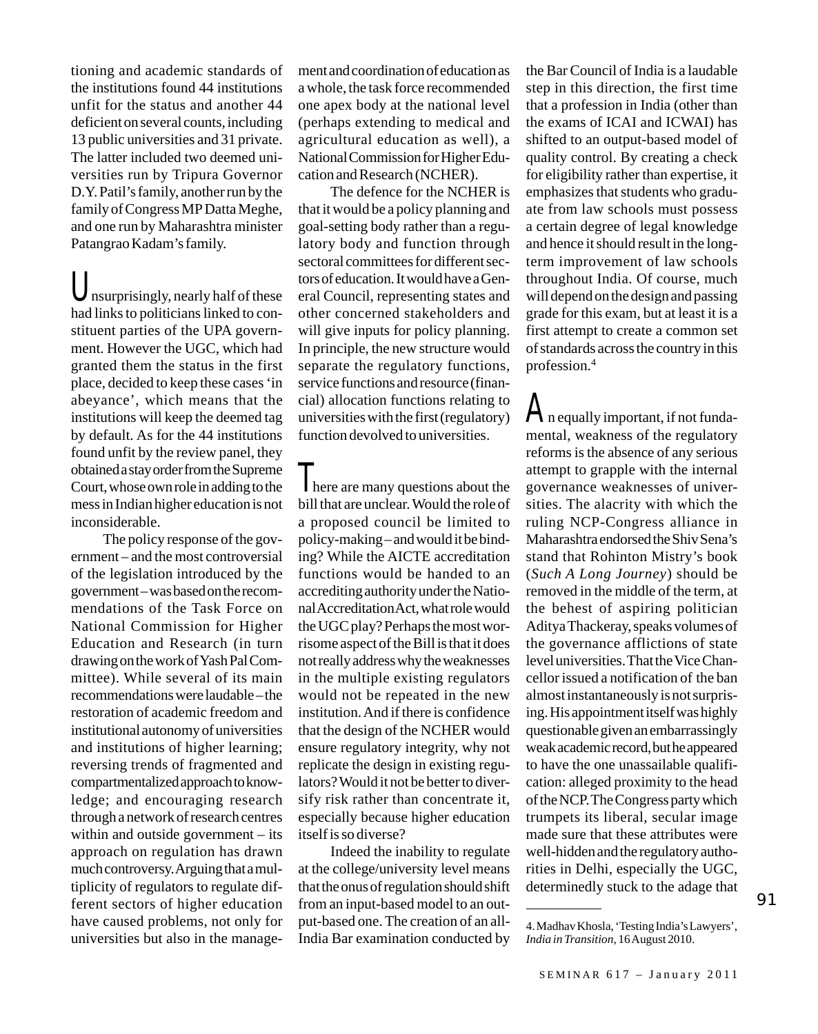tioning and academic standards of the institutions found 44 institutions unfit for the status and another 44 deficient on several counts, including 13 public universities and 31 private. The latter included two deemed universities run by Tripura Governor D.Y. Patil's family, another run by the family of Congress MP Datta Meghe, and one run by Maharashtra minister Patangrao Kadam's family.

Unsurprisingly, nearly half of these had links to politicians linked to constituent parties of the UPA government. However the UGC, which had granted them the status in the first place, decided to keep these cases 'in abeyance', which means that the institutions will keep the deemed tag by default. As for the 44 institutions found unfit by the review panel, they obtained a stay order from the Supreme Court, whose own role in adding to the mess in Indian higher education is not inconsiderable.

The policy response of the government – and the most controversial of the legislation introduced by the government – was based on the recommendations of the Task Force on National Commission for Higher Education and Research (in turn drawing on the work of Yash Pal Committee). While several of its main recommendations were laudable – the restoration of academic freedom and institutional autonomy of universities and institutions of higher learning; reversing trends of fragmented and compartmentalized approach to knowledge; and encouraging research through a network of research centres within and outside government – its approach on regulation has drawn much controversy. Arguing that a multiplicity of regulators to regulate different sectors of higher education have caused problems, not only for universities but also in the management and coordination of education as a whole, the task force recommended one apex body at the national level (perhaps extending to medical and agricultural education as well), a National Commission for Higher Education and Research (NCHER).

The defence for the NCHER is that it would be a policy planning and goal-setting body rather than a regulatory body and function through sectoral committees for different sectors of education. It would have a General Council, representing states and other concerned stakeholders and will give inputs for policy planning. In principle, the new structure would separate the regulatory functions, service functions and resource (financial) allocation functions relating to universities with the first (regulatory) function devolved to universities.

There are many questions about the bill that are unclear. Would the role of a proposed council be limited to policy-making – and would it be binding? While the AICTE accreditation functions would be handed to an accrediting authority under the National Accreditation Act, what role would the UGC play? Perhaps the most worrisome aspect of the Bill is that it does not really address why the weaknesses in the multiple existing regulators would not be repeated in the new institution. And if there is confidence that the design of the NCHER would ensure regulatory integrity, why not replicate the design in existing regulators? Would it not be better to diversify risk rather than concentrate it, especially because higher education itself is so diverse?

Indeed the inability to regulate at the college/university level means that the onus of regulation should shift from an input-based model to an output-based one. The creation of an all-India Bar examination conducted by the Bar Council of India is a laudable step in this direction, the first time that a profession in India (other than the exams of ICAI and ICWAI) has shifted to an output-based model of quality control. By creating a check for eligibility rather than expertise, it emphasizes that students who graduate from law schools must possess a certain degree of legal knowledge and hence it should result in the long-term improvement of law schools throughout India. Of course, much will depend on the design and passing grade for this exam, but at least it is a first attempt to create a common set of standards across the country in this profession.[4]

An equally important, if not fundamental, weakness of the regulatory reforms is the absence of any serious attempt to grapple with the internal governance weaknesses of universities. The alacrity with which the ruling NCP-Congress alliance in Maharashtra endorsed the Shiv Sena's stand that Rohinton Mistry's book (*Such A Long Journey*) should be removed in the middle of the term, at the behest of aspiring politician Aditya Thackeray, speaks volumes of the governance afflictions of state level universities. That the Vice Chancellor issued a notification of the ban almost instantaneously is not surprising. His appointment itself was highly questionable given an embarrassingly weak academic record, but he appeared to have the one unassailable qualification: alleged proximity to the head of the NCP. The Congress party which trumpets its liberal, secular image made sure that these attributes were well-hidden and the regulatory authorities in Delhi, especially the UGC, determinedly stuck to the adage that

4. Madhav Khosla, 'Testing India's Lawyers', *India in Transition*, 16 August 2010.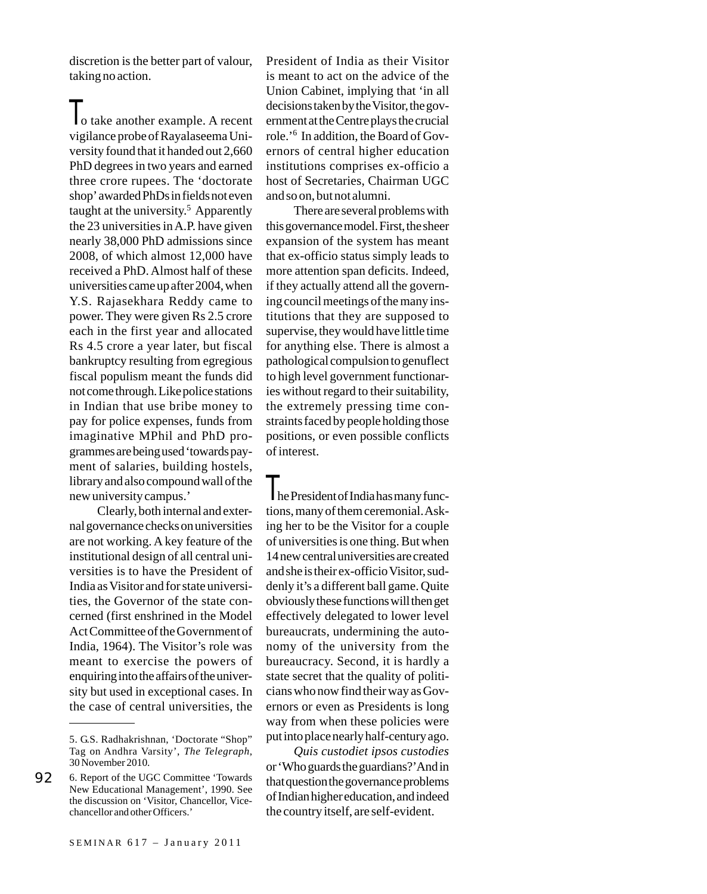discretion is the better part of valour, taking no action.

To take another example. A recent vigilance probe of Rayalaseema University found that it handed out 2,660 PhD degrees in two years and earned three crore rupees. The 'doctorate shop' awarded PhDs in fields not even taught at the university.[5] Apparently the 23 universities in A.P. have given nearly 38,000 PhD admissions since 2008, of which almost 12,000 have received a PhD. Almost half of these universities came up after 2004, when Y.S. Rajasekhara Reddy came to power. They were given Rs 2.5 crore each in the first year and allocated Rs 4.5 crore a year later, but fiscal bankruptcy resulting from egregious fiscal populism meant the funds did not come through. Like police stations in Indian that use bribe money to pay for police expenses, funds from imaginative MPhil and PhD programmes are being used 'towards payment of salaries, building hostels, library and also compound wall of the new university campus.'

Clearly, both internal and external governance checks on universities are not working. A key feature of the institutional design of all central universities is to have the President of India as Visitor and for state universities, the Governor of the state concerned (first enshrined in the Model Act Committee of the Government of India, 1964). The Visitor's role was meant to exercise the powers of enquiring into the affairs of the university but used in exceptional cases. In the case of central universities, the President of India as their Visitor is meant to act on the advice of the Union Cabinet, implying that 'in all decisions taken by the Visitor, the government at the Centre plays the crucial role.'[6] In addition, the Board of Governors of central higher education institutions comprises ex-officio a host of Secretaries, Chairman UGC and so on, but not alumni.

There are several problems with this governance model. First, the sheer expansion of the system has meant that ex-officio status simply leads to more attention span deficits. Indeed, if they actually attend all the governing council meetings of the many institutions that they are supposed to supervise, they would have little time for anything else. There is almost a pathological compulsion to genuflect to high level government functionaries without regard to their suitability, the extremely pressing time constraints faced by people holding those positions, or even possible conflicts of interest.

The President of India has many functions, many of them ceremonial. Asking her to be the Visitor for a couple of universities is one thing. But when 14 new central universities are created and she is their ex-officio Visitor, suddenly it's a different ball game. Quite obviously these functions will then get effectively delegated to lower level bureaucrats, undermining the autonomy of the university from the bureaucracy. Second, it is hardly a state secret that the quality of politicians who now find their way as Governors or even as Presidents is long way from when these policies were put into place nearly half-century ago.

*Quis custodiet ipsos custodies* or 'Who guards the guardians?' And in that question the governance problems of Indian higher education, and indeed the country itself, are self-evident.

---

5. G.S. Radhakrishnan, 'Doctorate "Shop" Tag on Andhra Varsity', *The Telegraph*, 30 November 2010.

6. Report of the UGC Committee 'Towards New Educational Management', 1990. See the discussion on 'Visitor, Chancellor, Vice-chancellor and other Officers.'